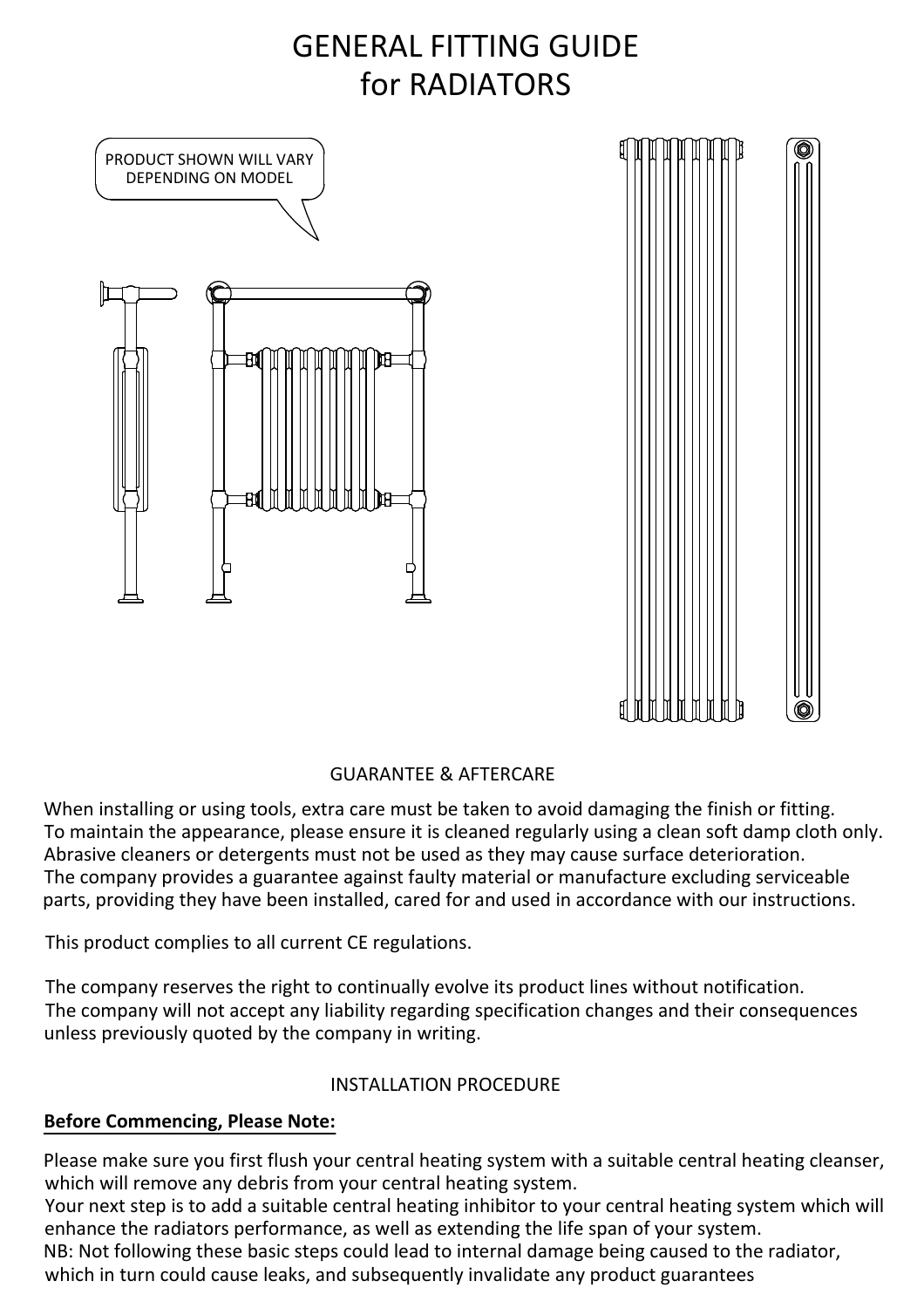# GENERAL FITTING GUIDE for RADIATORS

PRODUCT SHOWN WILL VARY DEPENDING ON MODEL

## GUARANTEE & AFTERCARE

When installing or using tools, extra care must be taken to avoid damaging the finish or fitting.
To maintain the appearance, please ensure it is cleaned regularly using a clean soft damp cloth only.
Abrasive cleaners or detergents must not be used as they may cause surface deterioration.
The company provides a guarantee against faulty material or manufacture excluding serviceable parts, providing they have been installed, cared for and used in accordance with our instructions.

This product complies to all current CE regulations.

The company reserves the right to continually evolve its product lines without notification.
The company will not accept any liability regarding specification changes and their consequences unless previously quoted by the company in writing.

## INSTALLATION PROCEDURE

**Before Commencing, Please Note:**

Please make sure you first flush your central heating system with a suitable central heating cleanser, which will remove any debris from your central heating system.
Your next step is to add a suitable central heating inhibitor to your central heating system which will enhance the radiators performance, as well as extending the life span of your system.
NB: Not following these basic steps could lead to internal damage being caused to the radiator, which in turn could cause leaks, and subsequently invalidate any product guarantees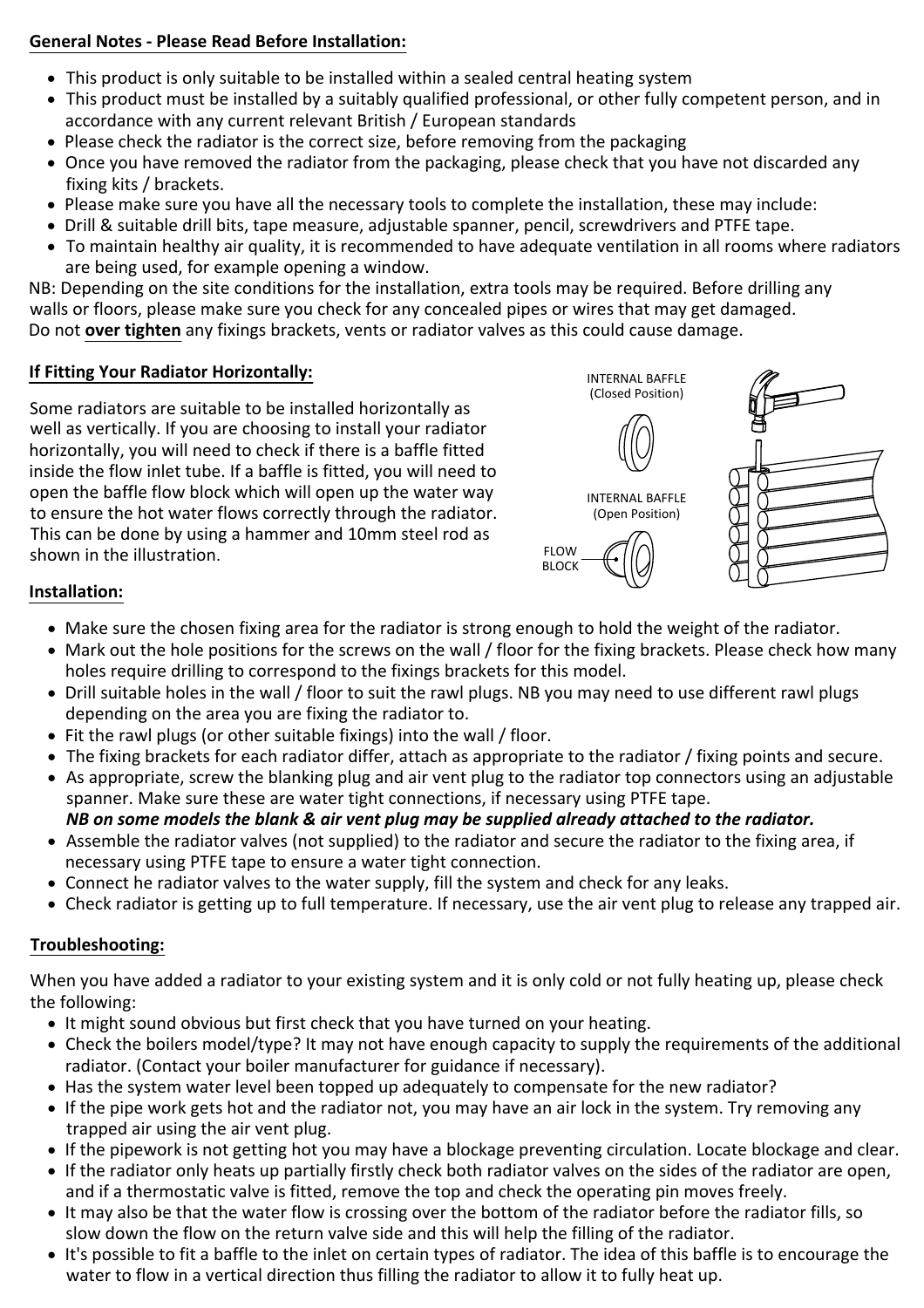## General Notes - Please Read Before Installation:

- This product is only suitable to be installed within a sealed central heating system
- This product must be installed by a suitably qualified professional, or other fully competent person, and in accordance with any current relevant British / European standards
- Please check the radiator is the correct size, before removing from the packaging
- Once you have removed the radiator from the packaging, please check that you have not discarded any fixing kits / brackets.
- Please make sure you have all the necessary tools to complete the installation, these may include:
- Drill & suitable drill bits, tape measure, adjustable spanner, pencil, screwdrivers and PTFE tape.
- To maintain healthy air quality, it is recommended to have adequate ventilation in all rooms where radiators are being used, for example opening a window.

NB: Depending on the site conditions for the installation, extra tools may be required. Before drilling any walls or floors, please make sure you check for any concealed pipes or wires that may get damaged.
Do not **over tighten** any fixings brackets, vents or radiator valves as this could cause damage.

## If Fitting Your Radiator Horizontally:

Some radiators are suitable to be installed horizontally as well as vertically. If you are choosing to install your radiator horizontally, you will need to check if there is a baffle fitted inside the flow inlet tube. If a baffle is fitted, you will need to open the baffle flow block which will open up the water way to ensure the hot water flows correctly through the radiator. This can be done by using a hammer and 10mm steel rod as shown in the illustration.

INTERNAL BAFFLE
(Closed Position)

INTERNAL BAFFLE
(Open Position)

FLOW
BLOCK

## Installation:

- Make sure the chosen fixing area for the radiator is strong enough to hold the weight of the radiator.
- Mark out the hole positions for the screws on the wall / floor for the fixing brackets. Please check how many holes require drilling to correspond to the fixings brackets for this model.
- Drill suitable holes in the wall / floor to suit the rawl plugs. NB you may need to use different rawl plugs depending on the area you are fixing the radiator to.
- Fit the rawl plugs (or other suitable fixings) into the wall / floor.
- The fixing brackets for each radiator differ, attach as appropriate to the radiator / fixing points and secure.
- As appropriate, screw the blanking plug and air vent plug to the radiator top connectors using an adjustable spanner. Make sure these are water tight connections, if necessary using PTFE tape.
  ***NB on some models the blank & air vent plug may be supplied already attached to the radiator.***
- Assemble the radiator valves (not supplied) to the radiator and secure the radiator to the fixing area, if necessary using PTFE tape to ensure a water tight connection.
- Connect he radiator valves to the water supply, fill the system and check for any leaks.
- Check radiator is getting up to full temperature. If necessary, use the air vent plug to release any trapped air.

## Troubleshooting:

When you have added a radiator to your existing system and it is only cold or not fully heating up, please check the following:

- It might sound obvious but first check that you have turned on your heating.
- Check the boilers model/type? It may not have enough capacity to supply the requirements of the additional radiator. (Contact your boiler manufacturer for guidance if necessary).
- Has the system water level been topped up adequately to compensate for the new radiator?
- If the pipe work gets hot and the radiator not, you may have an air lock in the system. Try removing any trapped air using the air vent plug.
- If the pipework is not getting hot you may have a blockage preventing circulation. Locate blockage and clear.
- If the radiator only heats up partially firstly check both radiator valves on the sides of the radiator are open, and if a thermostatic valve is fitted, remove the top and check the operating pin moves freely.
- It may also be that the water flow is crossing over the bottom of the radiator before the radiator fills, so slow down the flow on the return valve side and this will help the filling of the radiator.
- It's possible to fit a baffle to the inlet on certain types of radiator. The idea of this baffle is to encourage the water to flow in a vertical direction thus filling the radiator to allow it to fully heat up.